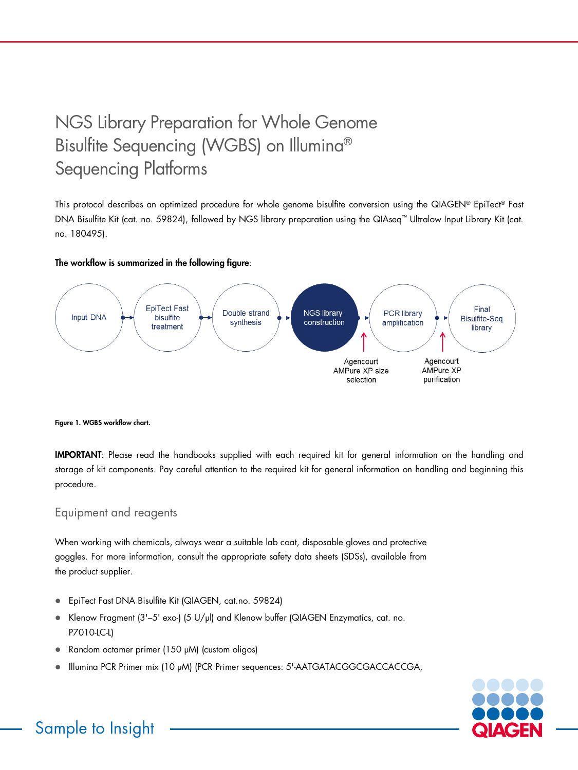# NGS Library Preparation for Whole Genome Bisulfite Sequencing (WGBS) on Illumina® Sequencing Platforms

This protocol describes an optimized procedure for whole genome bisulfite conversion using the QIAGEN® EpiTect® Fast DNA Bisulfite Kit (cat. no. 59824), followed by NGS library preparation using the QIAseq™ Ultralow Input Library Kit (cat. no. 180495).

**The workflow is summarized in the following figure**:

Input DNA → EpiTect Fast bisulfite treatment → Double strand synthesis → NGS library construction → PCR library amplification → Final Bisulfite-Seq library

(Agencourt AMPure XP size selection after NGS library construction; Agencourt AMPure XP purification after PCR library amplification)

**Figure 1. WGBS workflow chart.**

**IMPORTANT**: Please read the handbooks supplied with each required kit for general information on the handling and storage of kit components. Pay careful attention to the required kit for general information on handling and beginning this procedure.

## Equipment and reagents

When working with chemicals, always wear a suitable lab coat, disposable gloves and protective goggles. For more information, consult the appropriate safety data sheets (SDSs), available from the product supplier.

- EpiTect Fast DNA Bisulfite Kit (QIAGEN, cat.no. 59824)
- Klenow Fragment (3'–5' exo-) (5 U/µl) and Klenow buffer (QIAGEN Enzymatics, cat. no. P7010-LC-L)
- Random octamer primer (150 µM) (custom oligos)
- Illumina PCR Primer mix (10 µM) (PCR Primer sequences: 5'-AATGATACGGCGACCACCGA,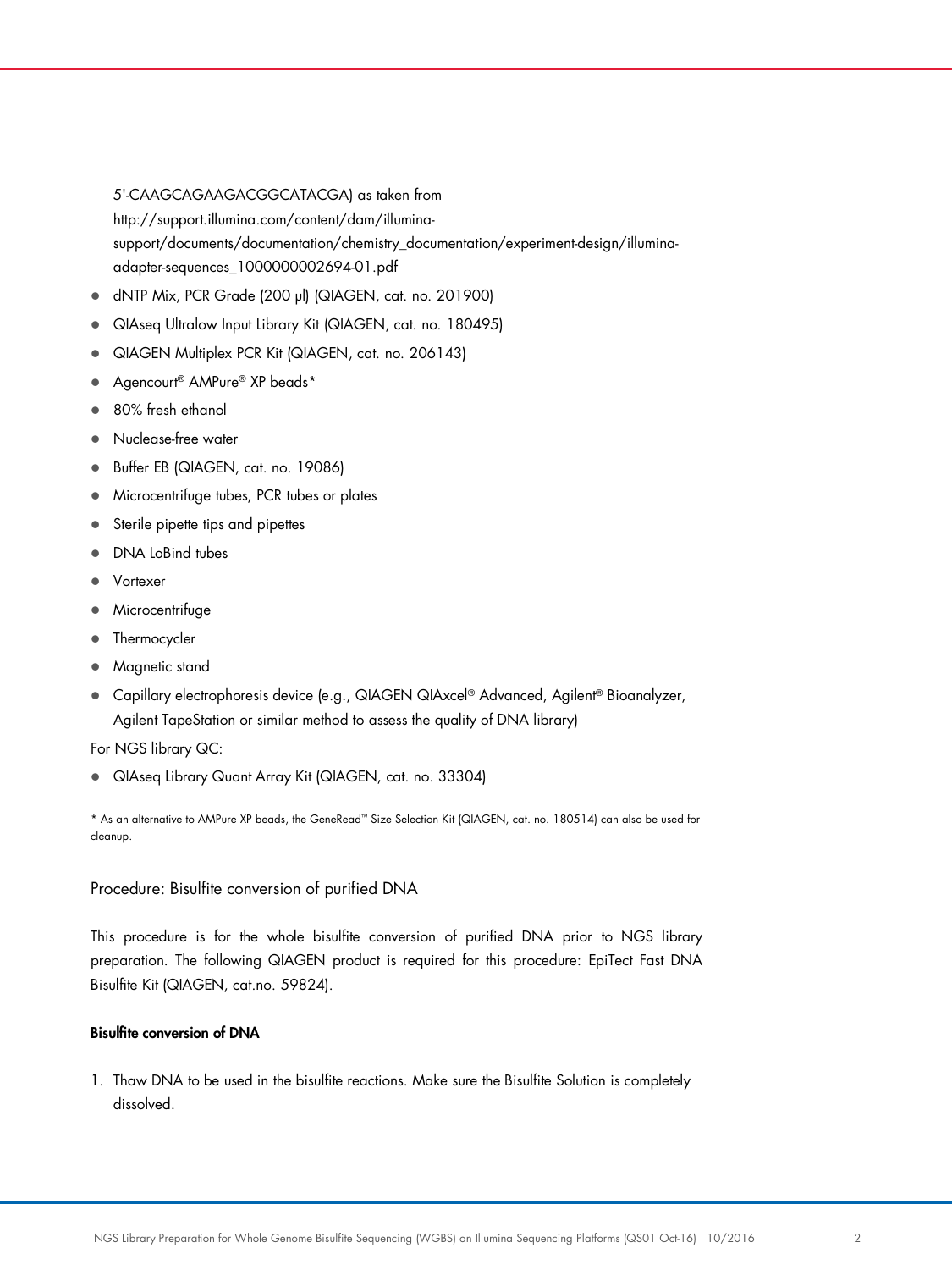5'-CAAGCAGAAGACGGCATACGA) as taken from http://support.illumina.com/content/dam/illumina-support/documents/documentation/chemistry_documentation/experiment-design/illumina-adapter-sequences_1000000002694-01.pdf

- dNTP Mix, PCR Grade (200 µl) (QIAGEN, cat. no. 201900)
- QIAseq Ultralow Input Library Kit (QIAGEN, cat. no. 180495)
- QIAGEN Multiplex PCR Kit (QIAGEN, cat. no. 206143)
- Agencourt® AMPure® XP beads*
- 80% fresh ethanol
- Nuclease-free water
- Buffer EB (QIAGEN, cat. no. 19086)
- Microcentrifuge tubes, PCR tubes or plates
- Sterile pipette tips and pipettes
- DNA LoBind tubes
- Vortexer
- Microcentrifuge
- Thermocycler
- Magnetic stand
- Capillary electrophoresis device (e.g., QIAGEN QIAxcel® Advanced, Agilent® Bioanalyzer, Agilent TapeStation or similar method to assess the quality of DNA library)

For NGS library QC:

- QIAseq Library Quant Array Kit (QIAGEN, cat. no. 33304)

* As an alternative to AMPure XP beads, the GeneRead™ Size Selection Kit (QIAGEN, cat. no. 180514) can also be used for cleanup.

## Procedure: Bisulfite conversion of purified DNA

This procedure is for the whole bisulfite conversion of purified DNA prior to NGS library preparation. The following QIAGEN product is required for this procedure: EpiTect Fast DNA Bisulfite Kit (QIAGEN, cat.no. 59824).

### Bisulfite conversion of DNA

1. Thaw DNA to be used in the bisulfite reactions. Make sure the Bisulfite Solution is completely dissolved.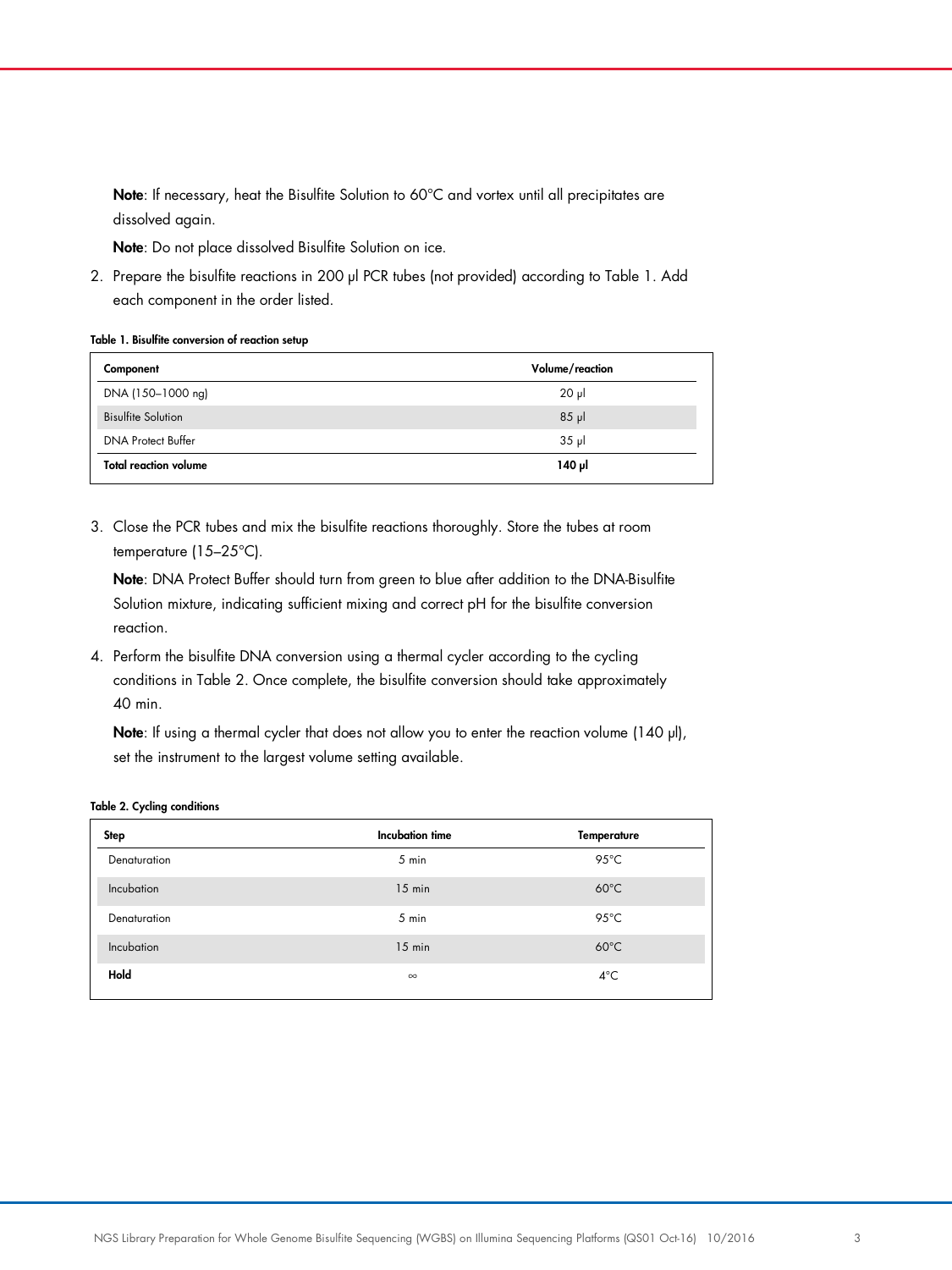**Note**: If necessary, heat the Bisulfite Solution to 60°C and vortex until all precipitates are dissolved again.

**Note**: Do not place dissolved Bisulfite Solution on ice.

2. Prepare the bisulfite reactions in 200 µl PCR tubes (not provided) according to Table 1. Add each component in the order listed.

**Table 1. Bisulfite conversion of reaction setup**

| Component | Volume/reaction |
|---|---|
| DNA (150–1000 ng) | 20 µl |
| Bisulfite Solution | 85 µl |
| DNA Protect Buffer | 35 µl |
| **Total reaction volume** | **140 µl** |

3. Close the PCR tubes and mix the bisulfite reactions thoroughly. Store the tubes at room temperature (15–25°C).

   **Note**: DNA Protect Buffer should turn from green to blue after addition to the DNA-Bisulfite Solution mixture, indicating sufficient mixing and correct pH for the bisulfite conversion reaction.

4. Perform the bisulfite DNA conversion using a thermal cycler according to the cycling conditions in Table 2. Once complete, the bisulfite conversion should take approximately 40 min.

   **Note**: If using a thermal cycler that does not allow you to enter the reaction volume (140 µl), set the instrument to the largest volume setting available.

**Table 2. Cycling conditions**

| Step | Incubation time | Temperature |
|---|---|---|
| Denaturation | 5 min | 95°C |
| Incubation | 15 min | 60°C |
| Denaturation | 5 min | 95°C |
| Incubation | 15 min | 60°C |
| **Hold** | ∞ | 4°C |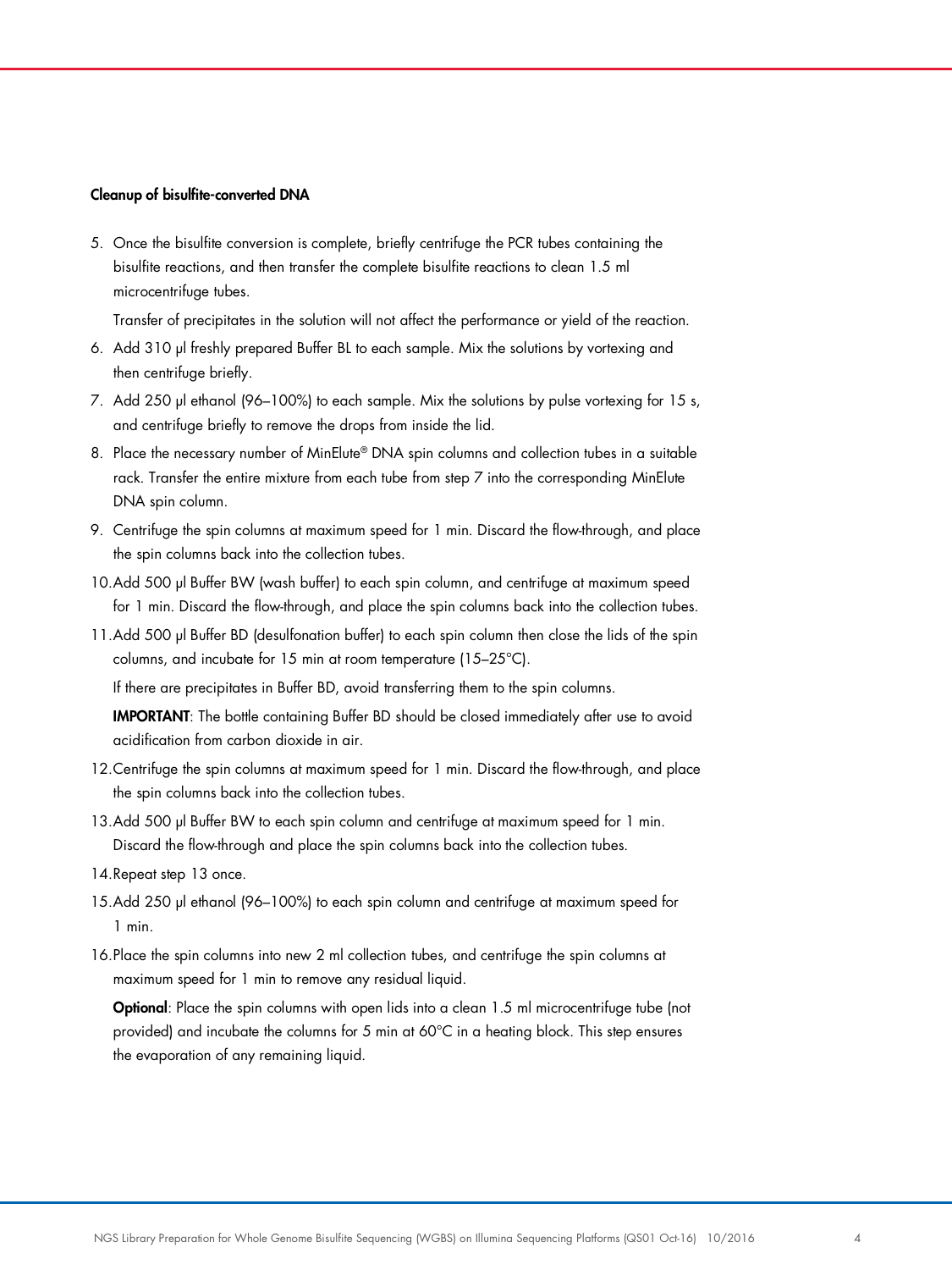**Cleanup of bisulfite-converted DNA**

5. Once the bisulfite conversion is complete, briefly centrifuge the PCR tubes containing the bisulfite reactions, and then transfer the complete bisulfite reactions to clean 1.5 ml microcentrifuge tubes.

   Transfer of precipitates in the solution will not affect the performance or yield of the reaction.

6. Add 310 µl freshly prepared Buffer BL to each sample. Mix the solutions by vortexing and then centrifuge briefly.
7. Add 250 µl ethanol (96–100%) to each sample. Mix the solutions by pulse vortexing for 15 s, and centrifuge briefly to remove the drops from inside the lid.
8. Place the necessary number of MinElute® DNA spin columns and collection tubes in a suitable rack. Transfer the entire mixture from each tube from step 7 into the corresponding MinElute DNA spin column.
9. Centrifuge the spin columns at maximum speed for 1 min. Discard the flow-through, and place the spin columns back into the collection tubes.
10. Add 500 µl Buffer BW (wash buffer) to each spin column, and centrifuge at maximum speed for 1 min. Discard the flow-through, and place the spin columns back into the collection tubes.
11. Add 500 µl Buffer BD (desulfonation buffer) to each spin column then close the lids of the spin columns, and incubate for 15 min at room temperature (15–25°C).

    If there are precipitates in Buffer BD, avoid transferring them to the spin columns.

    **IMPORTANT**: The bottle containing Buffer BD should be closed immediately after use to avoid acidification from carbon dioxide in air.

12. Centrifuge the spin columns at maximum speed for 1 min. Discard the flow-through, and place the spin columns back into the collection tubes.
13. Add 500 µl Buffer BW to each spin column and centrifuge at maximum speed for 1 min. Discard the flow-through and place the spin columns back into the collection tubes.
14. Repeat step 13 once.
15. Add 250 µl ethanol (96–100%) to each spin column and centrifuge at maximum speed for 1 min.
16. Place the spin columns into new 2 ml collection tubes, and centrifuge the spin columns at maximum speed for 1 min to remove any residual liquid.

    **Optional**: Place the spin columns with open lids into a clean 1.5 ml microcentrifuge tube (not provided) and incubate the columns for 5 min at 60°C in a heating block. This step ensures the evaporation of any remaining liquid.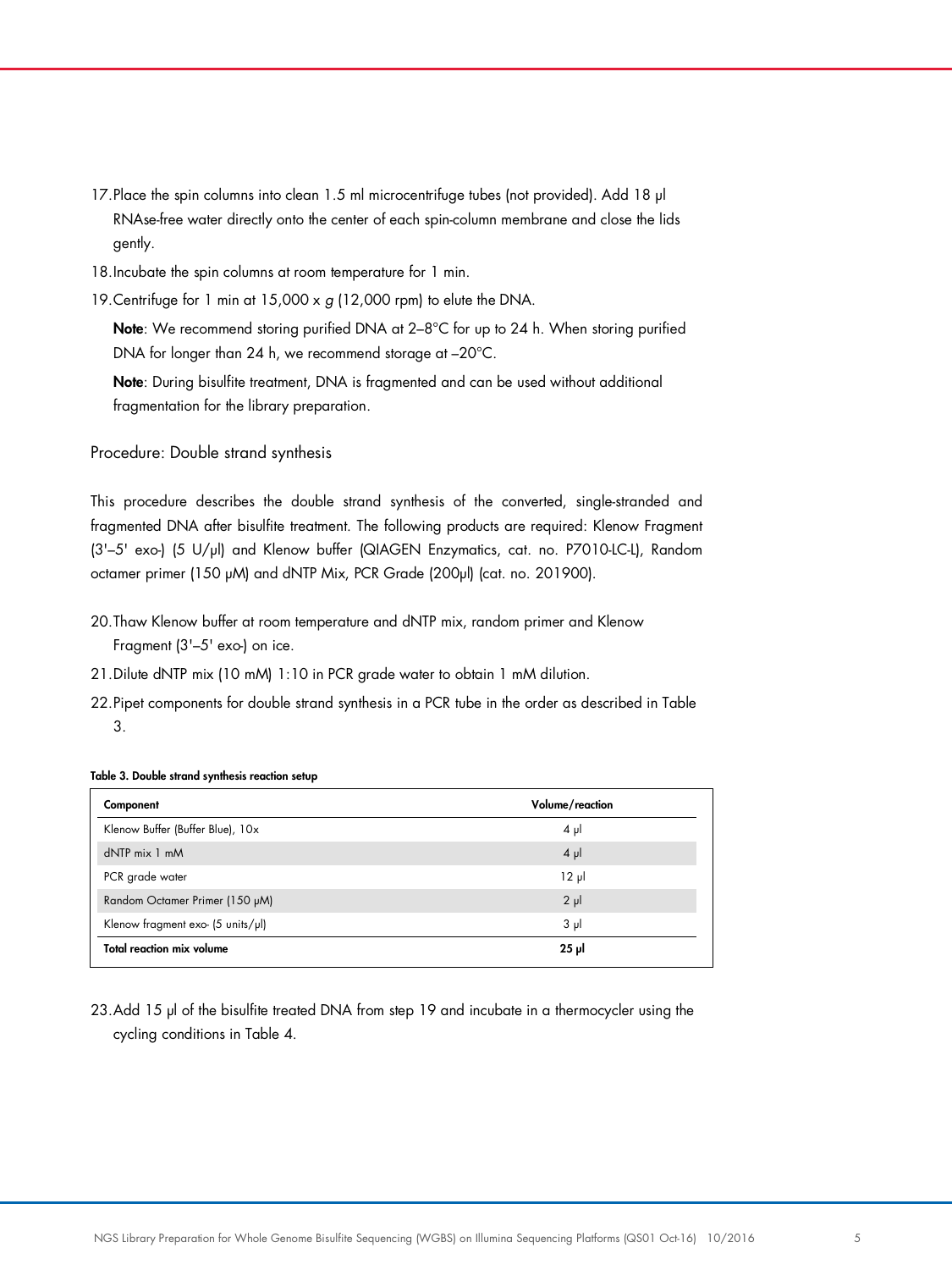17. Place the spin columns into clean 1.5 ml microcentrifuge tubes (not provided). Add 18 µl RNAse-free water directly onto the center of each spin-column membrane and close the lids gently.
18. Incubate the spin columns at room temperature for 1 min.
19. Centrifuge for 1 min at 15,000 x *g* (12,000 rpm) to elute the DNA.

    **Note**: We recommend storing purified DNA at 2–8°C for up to 24 h. When storing purified DNA for longer than 24 h, we recommend storage at –20°C.

    **Note**: During bisulfite treatment, DNA is fragmented and can be used without additional fragmentation for the library preparation.

## Procedure: Double strand synthesis

This procedure describes the double strand synthesis of the converted, single-stranded and fragmented DNA after bisulfite treatment. The following products are required: Klenow Fragment (3'–5' exo-) (5 U/µl) and Klenow buffer (QIAGEN Enzymatics, cat. no. P7010-LC-L), Random octamer primer (150 µM) and dNTP Mix, PCR Grade (200µl) (cat. no. 201900).

20. Thaw Klenow buffer at room temperature and dNTP mix, random primer and Klenow Fragment (3'–5' exo-) on ice.
21. Dilute dNTP mix (10 mM) 1:10 in PCR grade water to obtain 1 mM dilution.
22. Pipet components for double strand synthesis in a PCR tube in the order as described in Table 3.

**Table 3. Double strand synthesis reaction setup**

| Component | Volume/reaction |
|---|---|
| Klenow Buffer (Buffer Blue), 10x | 4 µl |
| dNTP mix 1 mM | 4 µl |
| PCR grade water | 12 µl |
| Random Octamer Primer (150 µM) | 2 µl |
| Klenow fragment exo- (5 units/µl) | 3 µl |
| **Total reaction mix volume** | **25 µl** |

23. Add 15 µl of the bisulfite treated DNA from step 19 and incubate in a thermocycler using the cycling conditions in Table 4.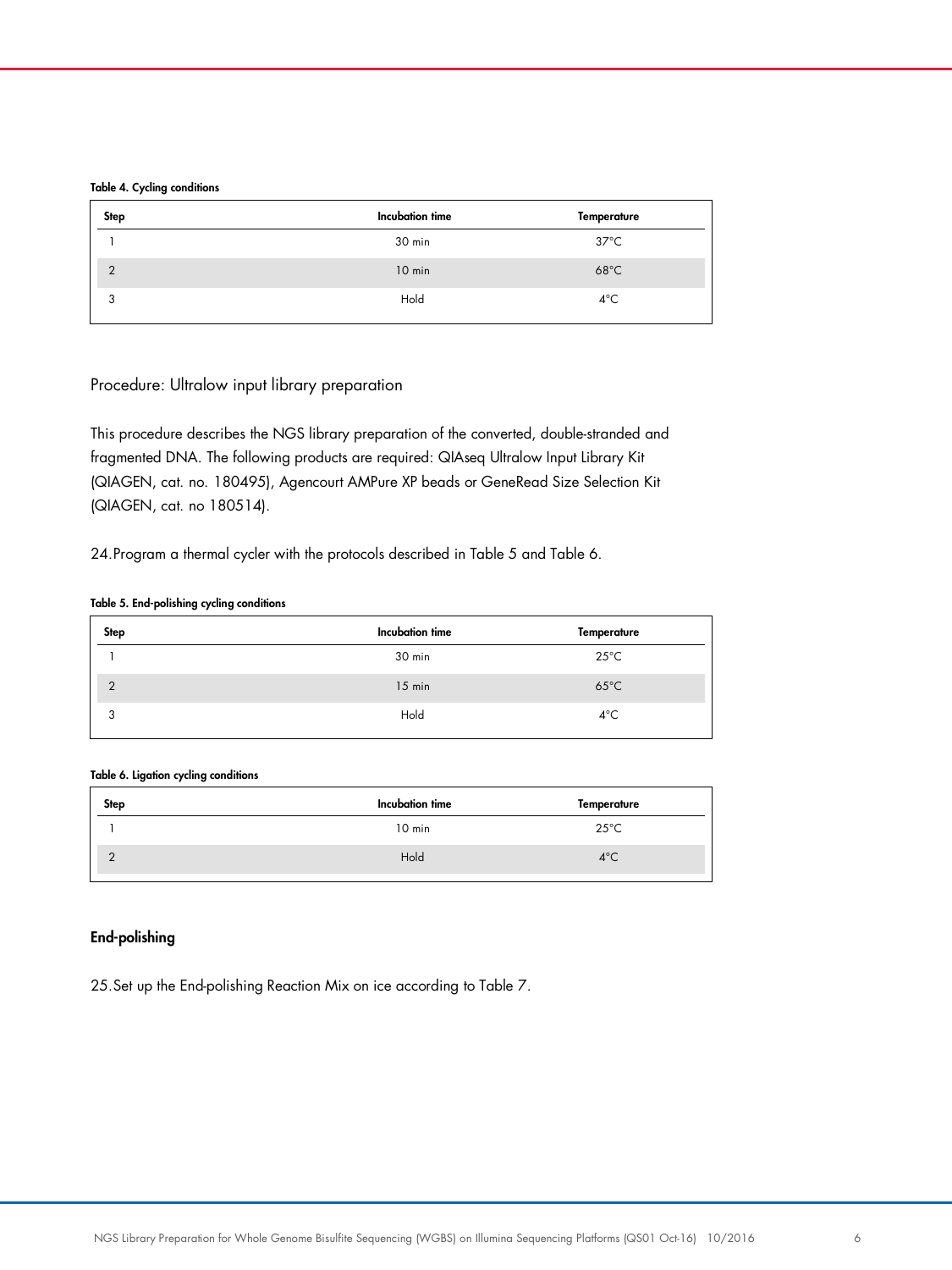**Table 4. Cycling conditions**

| Step | Incubation time | Temperature |
|---|---|---|
| 1 | 30 min | 37°C |
| 2 | 10 min | 68°C |
| 3 | Hold | 4°C |

## Procedure: Ultralow input library preparation

This procedure describes the NGS library preparation of the converted, double-stranded and fragmented DNA. The following products are required: QIAseq Ultralow Input Library Kit (QIAGEN, cat. no. 180495), Agencourt AMPure XP beads or GeneRead Size Selection Kit (QIAGEN, cat. no 180514).

24. Program a thermal cycler with the protocols described in Table 5 and Table 6.

**Table 5. End-polishing cycling conditions**

| Step | Incubation time | Temperature |
|---|---|---|
| 1 | 30 min | 25°C |
| 2 | 15 min | 65°C |
| 3 | Hold | 4°C |

**Table 6. Ligation cycling conditions**

| Step | Incubation time | Temperature |
|---|---|---|
| 1 | 10 min | 25°C |
| 2 | Hold | 4°C |

### End-polishing

25. Set up the End-polishing Reaction Mix on ice according to Table 7.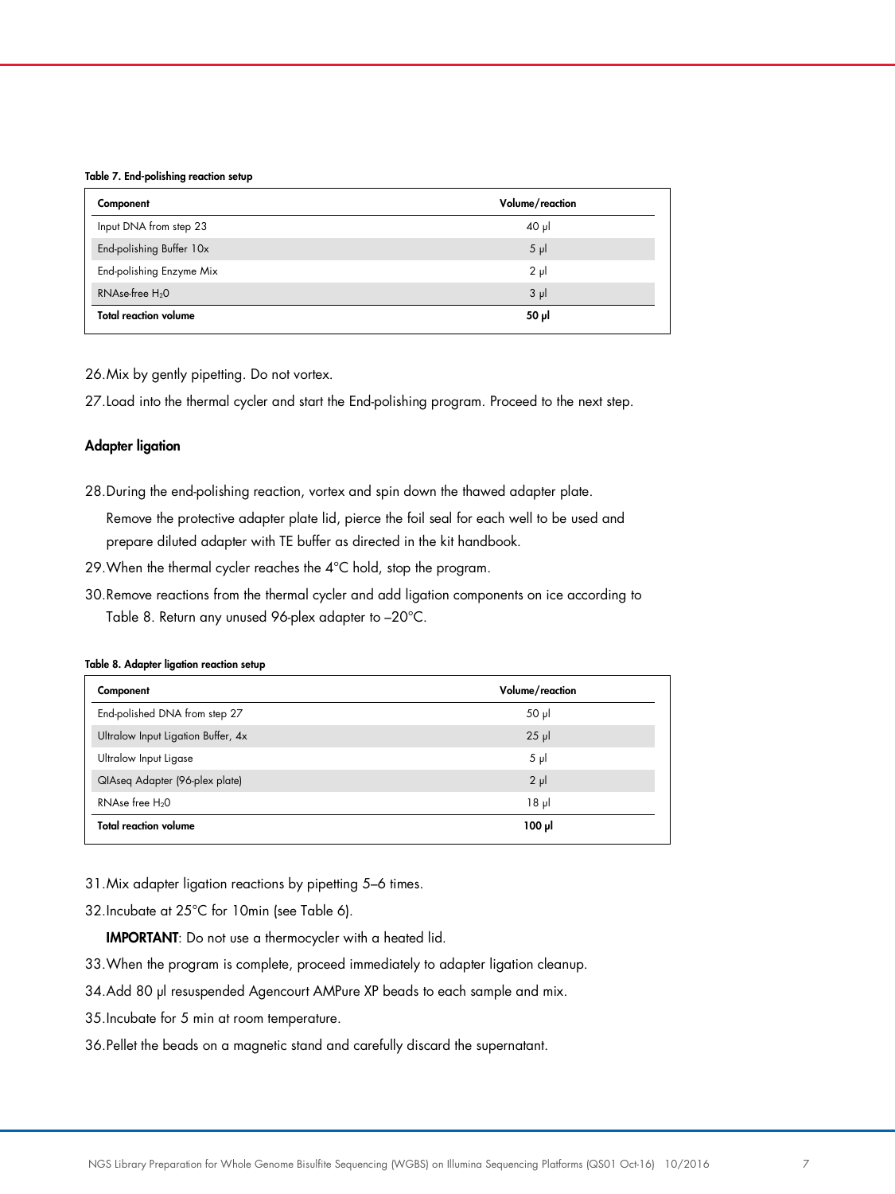**Table 7. End-polishing reaction setup**

| Component | Volume/reaction |
|---|---|
| Input DNA from step 23 | 40 µl |
| End-polishing Buffer 10x | 5 µl |
| End-polishing Enzyme Mix | 2 µl |
| RNAse-free $H_2O$ | 3 µl |
| **Total reaction volume** | **50 µl** |

26. Mix by gently pipetting. Do not vortex.
27. Load into the thermal cycler and start the End-polishing program. Proceed to the next step.

### Adapter ligation

28. During the end-polishing reaction, vortex and spin down the thawed adapter plate.

    Remove the protective adapter plate lid, pierce the foil seal for each well to be used and prepare diluted adapter with TE buffer as directed in the kit handbook.
29. When the thermal cycler reaches the 4°C hold, stop the program.
30. Remove reactions from the thermal cycler and add ligation components on ice according to Table 8. Return any unused 96-plex adapter to –20°C.

**Table 8. Adapter ligation reaction setup**

| Component | Volume/reaction |
|---|---|
| End-polished DNA from step 27 | 50 µl |
| Ultralow Input Ligation Buffer, 4x | 25 µl |
| Ultralow Input Ligase | 5 µl |
| QIAseq Adapter (96-plex plate) | 2 µl |
| RNAse free $H_2O$ | 18 µl |
| **Total reaction volume** | **100 µl** |

31. Mix adapter ligation reactions by pipetting 5–6 times.
32. Incubate at 25°C for 10min (see Table 6).

    **IMPORTANT**: Do not use a thermocycler with a heated lid.
33. When the program is complete, proceed immediately to adapter ligation cleanup.
34. Add 80 µl resuspended Agencourt AMPure XP beads to each sample and mix.
35. Incubate for 5 min at room temperature.
36. Pellet the beads on a magnetic stand and carefully discard the supernatant.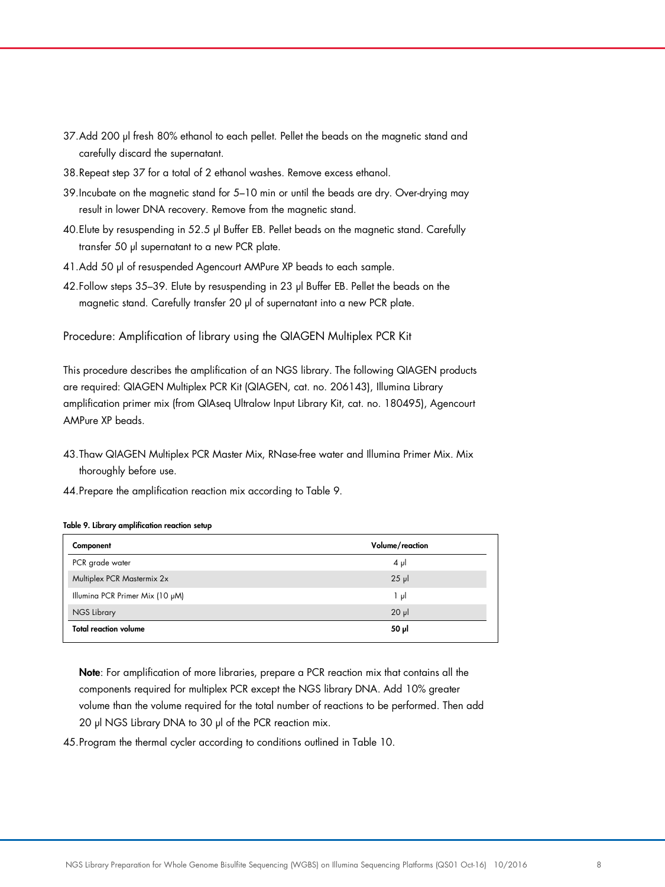37. Add 200 µl fresh 80% ethanol to each pellet. Pellet the beads on the magnetic stand and carefully discard the supernatant.
38. Repeat step 37 for a total of 2 ethanol washes. Remove excess ethanol.
39. Incubate on the magnetic stand for 5–10 min or until the beads are dry. Over-drying may result in lower DNA recovery. Remove from the magnetic stand.
40. Elute by resuspending in 52.5 µl Buffer EB. Pellet beads on the magnetic stand. Carefully transfer 50 µl supernatant to a new PCR plate.
41. Add 50 µl of resuspended Agencourt AMPure XP beads to each sample.
42. Follow steps 35–39. Elute by resuspending in 23 µl Buffer EB. Pellet the beads on the magnetic stand. Carefully transfer 20 µl of supernatant into a new PCR plate.

## Procedure: Amplification of library using the QIAGEN Multiplex PCR Kit

This procedure describes the amplification of an NGS library. The following QIAGEN products are required: QIAGEN Multiplex PCR Kit (QIAGEN, cat. no. 206143), Illumina Library amplification primer mix (from QIAseq Ultralow Input Library Kit, cat. no. 180495), Agencourt AMPure XP beads.

43. Thaw QIAGEN Multiplex PCR Master Mix, RNase-free water and Illumina Primer Mix. Mix thoroughly before use.
44. Prepare the amplification reaction mix according to Table 9.

**Table 9. Library amplification reaction setup**

| Component | Volume/reaction |
|---|---|
| PCR grade water | 4 µl |
| Multiplex PCR Mastermix 2x | 25 µl |
| Illumina PCR Primer Mix (10 µM) | 1 µl |
| NGS Library | 20 µl |
| **Total reaction volume** | **50 µl** |

**Note**: For amplification of more libraries, prepare a PCR reaction mix that contains all the components required for multiplex PCR except the NGS library DNA. Add 10% greater volume than the volume required for the total number of reactions to be performed. Then add 20 µl NGS Library DNA to 30 µl of the PCR reaction mix.

45. Program the thermal cycler according to conditions outlined in Table 10.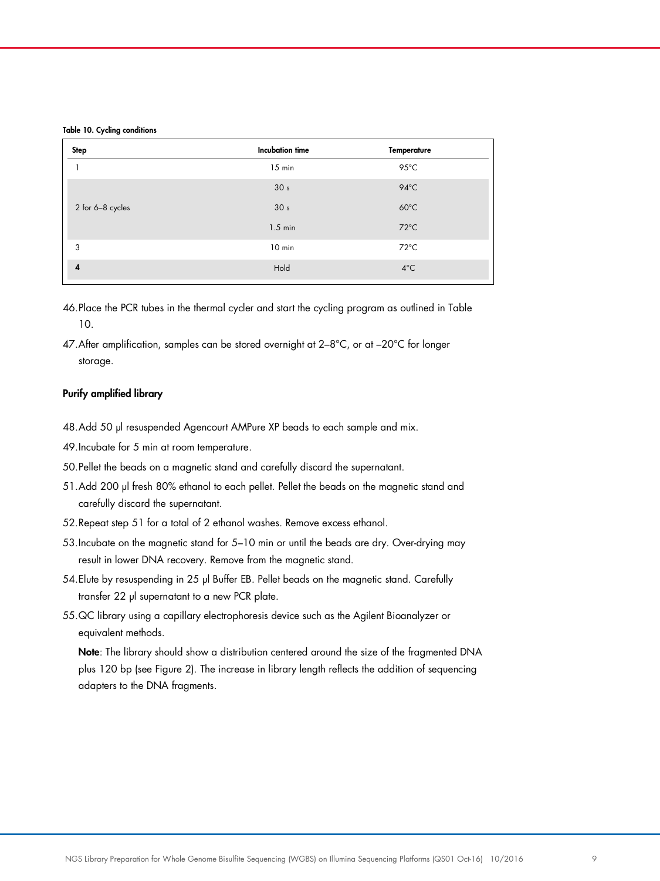**Table 10. Cycling conditions**

| Step | Incubation time | Temperature |
|---|---|---|
| 1 | 15 min | 95°C |
| 2 for 6–8 cycles | 30 s | 94°C |
| | 30 s | 60°C |
| | 1.5 min | 72°C |
| 3 | 10 min | 72°C |
| **4** | Hold | 4°C |

46. Place the PCR tubes in the thermal cycler and start the cycling program as outlined in Table 10.
47. After amplification, samples can be stored overnight at 2–8°C, or at –20°C for longer storage.

### Purify amplified library

48. Add 50 µl resuspended Agencourt AMPure XP beads to each sample and mix.
49. Incubate for 5 min at room temperature.
50. Pellet the beads on a magnetic stand and carefully discard the supernatant.
51. Add 200 µl fresh 80% ethanol to each pellet. Pellet the beads on the magnetic stand and carefully discard the supernatant.
52. Repeat step 51 for a total of 2 ethanol washes. Remove excess ethanol.
53. Incubate on the magnetic stand for 5–10 min or until the beads are dry. Over-drying may result in lower DNA recovery. Remove from the magnetic stand.
54. Elute by resuspending in 25 µl Buffer EB. Pellet beads on the magnetic stand. Carefully transfer 22 µl supernatant to a new PCR plate.
55. QC library using a capillary electrophoresis device such as the Agilent Bioanalyzer or equivalent methods.

    **Note**: The library should show a distribution centered around the size of the fragmented DNA plus 120 bp (see Figure 2). The increase in library length reflects the addition of sequencing adapters to the DNA fragments.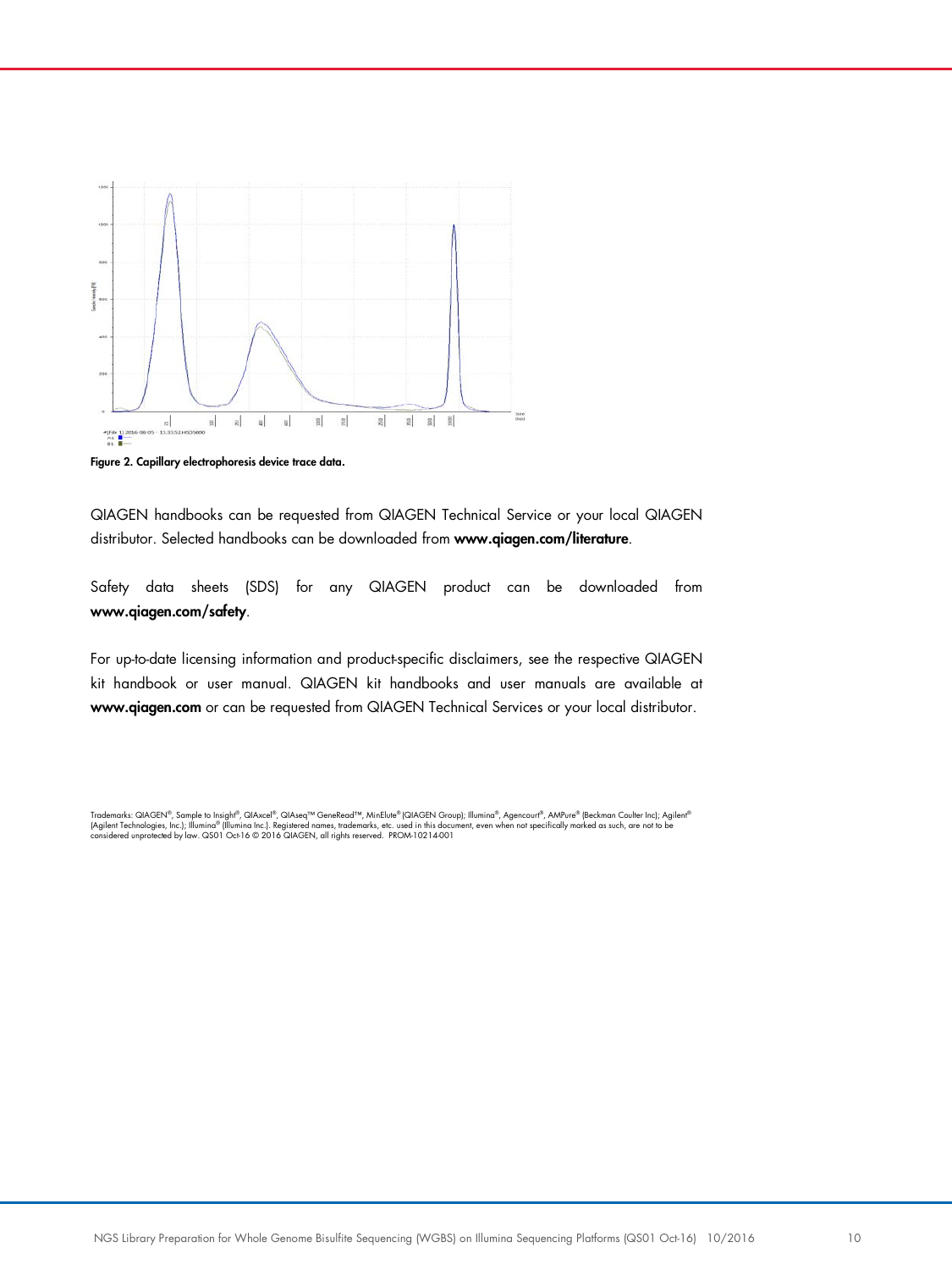1200

1000

800

600

400

200

0

Sample Intensity [FU]

35 100 200 300 400 600 1000 1500 2000 3000 5000 10000

Size [bp]

Figure 2. Capillary electrophoresis device trace data.

QIAGEN handbooks can be requested from QIAGEN Technical Service or your local QIAGEN distributor. Selected handbooks can be downloaded from **www.qiagen.com/literature**.

Safety data sheets (SDS) for any QIAGEN product can be downloaded from **www.qiagen.com/safety**.

For up-to-date licensing information and product-specific disclaimers, see the respective QIAGEN kit handbook or user manual. QIAGEN kit handbooks and user manuals are available at **www.qiagen.com** or can be requested from QIAGEN Technical Services or your local distributor.

Trademarks: QIAGEN®, Sample to Insight®, QIAxcel®, QIAseq™ GeneRead™, MinElute® (QIAGEN Group); Illumina®, Agencourt®, AMPure® (Beckman Coulter Inc); Agilent® (Agilent Technologies, Inc.); Illumina® (Illumina Inc.). Registered names, trademarks, etc. used in this document, even when not specifically marked as such, are not to be considered unprotected by law. QS01 Oct-16 © 2016 QIAGEN, all rights reserved. PROM-10214-001